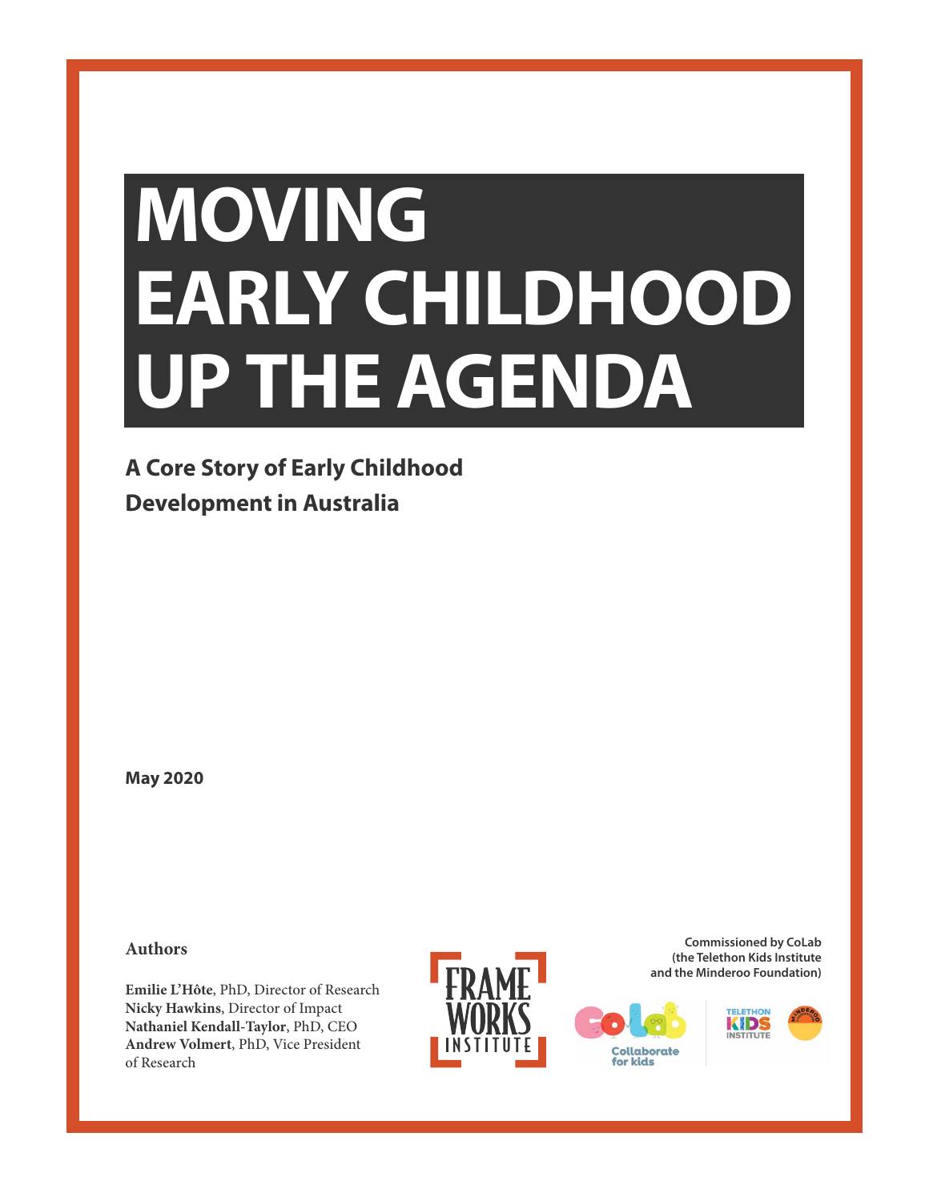# MOVING EARLY CHILDHOOD UP THE AGENDA

## A Core Story of Early Childhood Development in Australia

**May 2020**

**Authors**

**Emilie L'Hôte**, PhD, Director of Research
**Nicky Hawkins**, Director of Impact
**Nathaniel Kendall-Taylor**, PhD, CEO
**Andrew Volmert**, PhD, Vice President of Research

**Commissioned by CoLab (the Telethon Kids Institute and the Minderoo Foundation)**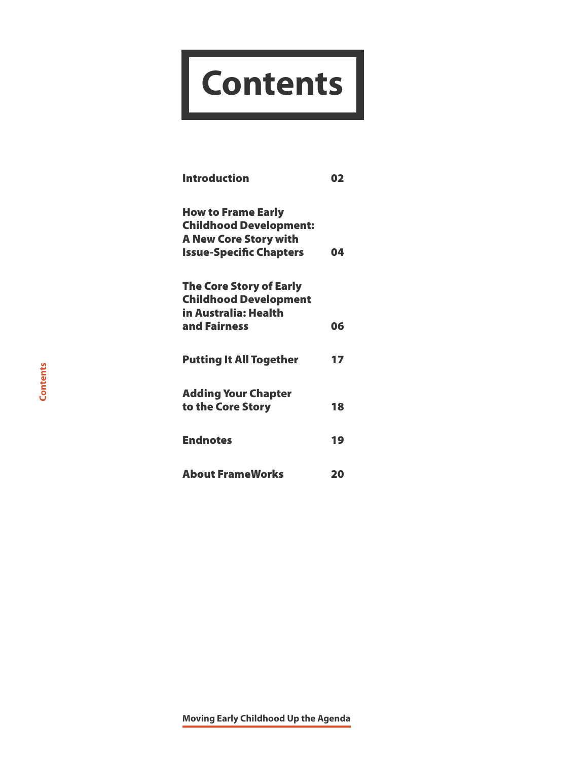# Contents

| | |
|---|---|
| **Introduction** | **02** |
| **How to Frame Early Childhood Development: A New Core Story with Issue-Specific Chapters** | **04** |
| **The Core Story of Early Childhood Development in Australia: Health and Fairness** | **06** |
| **Putting It All Together** | **17** |
| **Adding Your Chapter to the Core Story** | **18** |
| **Endnotes** | **19** |
| **About FrameWorks** | **20** |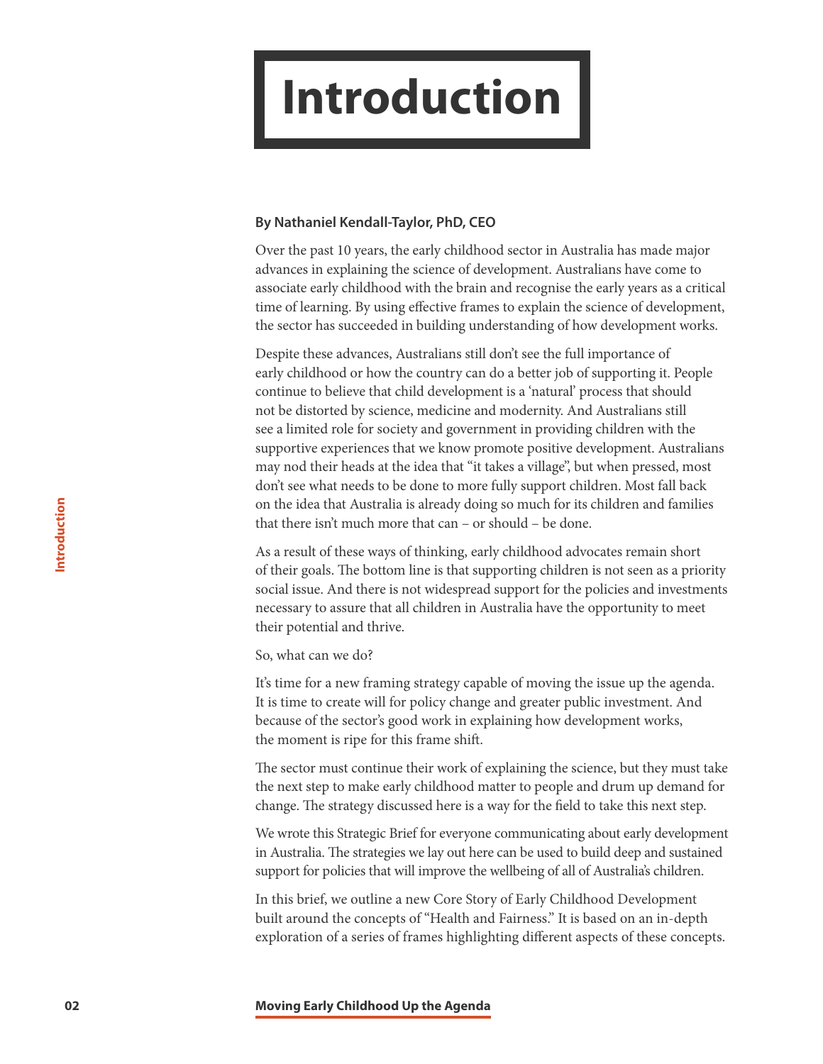# Introduction

**By Nathaniel Kendall-Taylor, PhD, CEO**

Over the past 10 years, the early childhood sector in Australia has made major advances in explaining the science of development. Australians have come to associate early childhood with the brain and recognise the early years as a critical time of learning. By using effective frames to explain the science of development, the sector has succeeded in building understanding of how development works.

Despite these advances, Australians still don't see the full importance of early childhood or how the country can do a better job of supporting it. People continue to believe that child development is a 'natural' process that should not be distorted by science, medicine and modernity. And Australians still see a limited role for society and government in providing children with the supportive experiences that we know promote positive development. Australians may nod their heads at the idea that "it takes a village", but when pressed, most don't see what needs to be done to more fully support children. Most fall back on the idea that Australia is already doing so much for its children and families that there isn't much more that can – or should – be done.

As a result of these ways of thinking, early childhood advocates remain short of their goals. The bottom line is that supporting children is not seen as a priority social issue. And there is not widespread support for the policies and investments necessary to assure that all children in Australia have the opportunity to meet their potential and thrive.

So, what can we do?

It's time for a new framing strategy capable of moving the issue up the agenda. It is time to create will for policy change and greater public investment. And because of the sector's good work in explaining how development works, the moment is ripe for this frame shift.

The sector must continue their work of explaining the science, but they must take the next step to make early childhood matter to people and drum up demand for change. The strategy discussed here is a way for the field to take this next step.

We wrote this Strategic Brief for everyone communicating about early development in Australia. The strategies we lay out here can be used to build deep and sustained support for policies that will improve the wellbeing of all of Australia's children.

In this brief, we outline a new Core Story of Early Childhood Development built around the concepts of "Health and Fairness." It is based on an in-depth exploration of a series of frames highlighting different aspects of these concepts.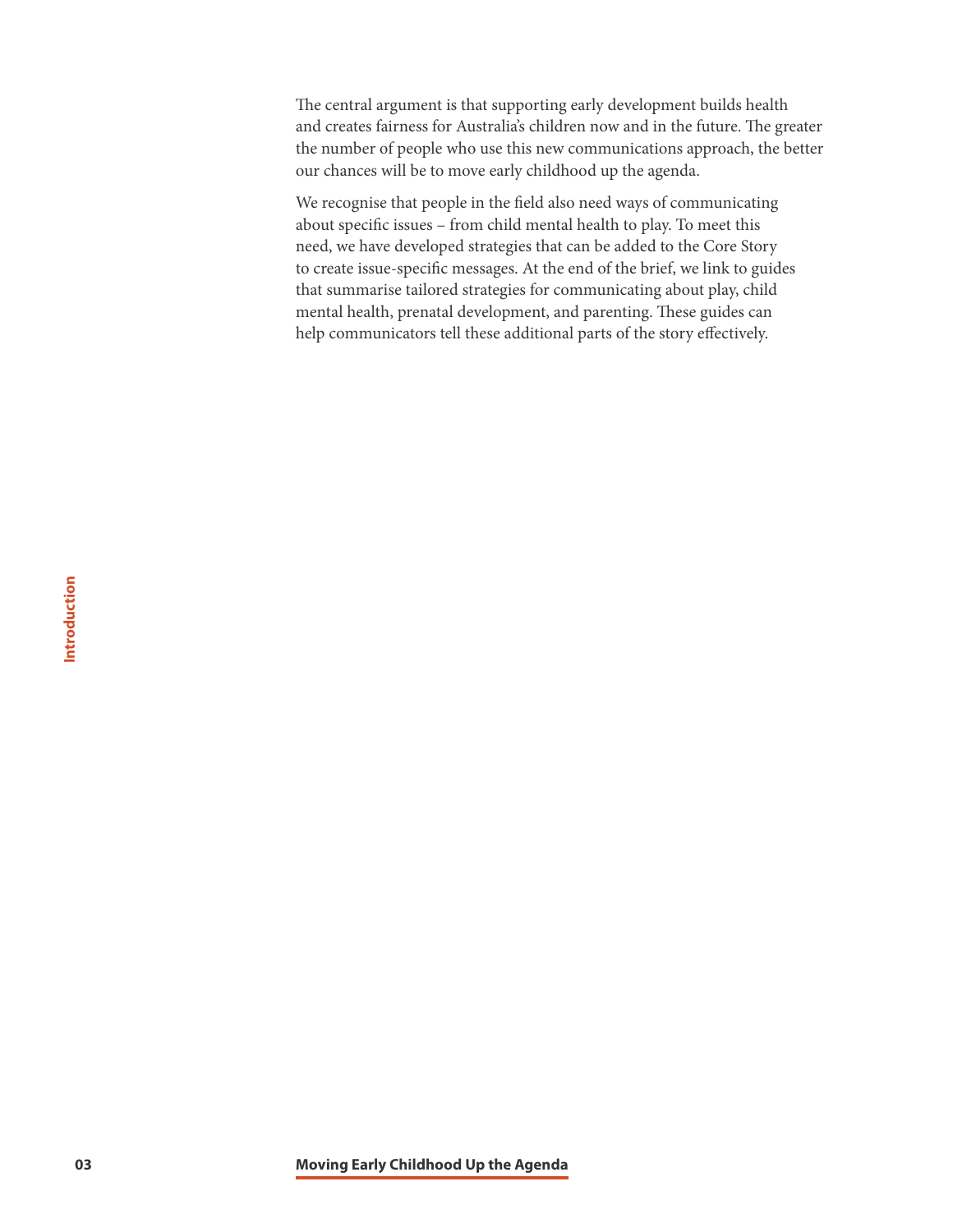The central argument is that supporting early development builds health and creates fairness for Australia's children now and in the future. The greater the number of people who use this new communications approach, the better our chances will be to move early childhood up the agenda.

We recognise that people in the field also need ways of communicating about specific issues – from child mental health to play. To meet this need, we have developed strategies that can be added to the Core Story to create issue-specific messages. At the end of the brief, we link to guides that summarise tailored strategies for communicating about play, child mental health, prenatal development, and parenting. These guides can help communicators tell these additional parts of the story effectively.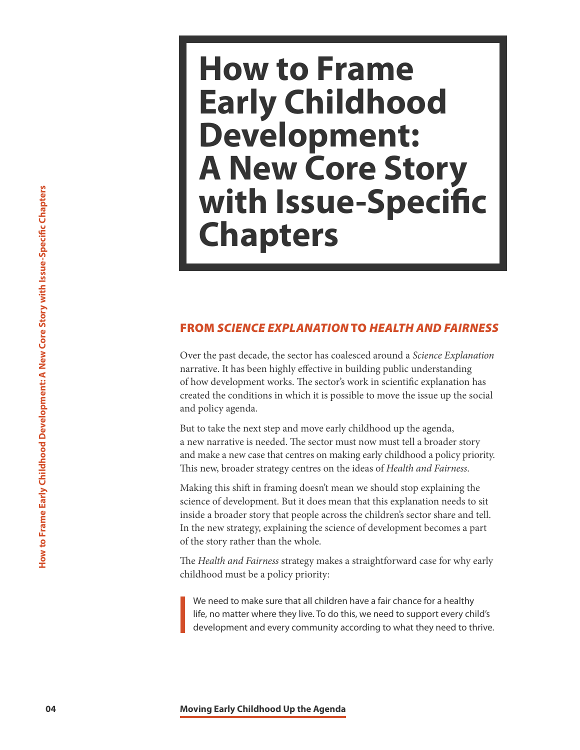# How to Frame Early Childhood Development: A New Core Story with Issue-Specific Chapters

## FROM *SCIENCE EXPLANATION* TO *HEALTH AND FAIRNESS*

Over the past decade, the sector has coalesced around a *Science Explanation* narrative. It has been highly effective in building public understanding of how development works. The sector's work in scientific explanation has created the conditions in which it is possible to move the issue up the social and policy agenda.

But to take the next step and move early childhood up the agenda, a new narrative is needed. The sector must now must tell a broader story and make a new case that centres on making early childhood a policy priority. This new, broader strategy centres on the ideas of *Health and Fairness*.

Making this shift in framing doesn't mean we should stop explaining the science of development. But it does mean that this explanation needs to sit inside a broader story that people across the children's sector share and tell. In the new strategy, explaining the science of development becomes a part of the story rather than the whole.

The *Health and Fairness* strategy makes a straightforward case for why early childhood must be a policy priority:

> We need to make sure that all children have a fair chance for a healthy life, no matter where they live. To do this, we need to support every child's development and every community according to what they need to thrive.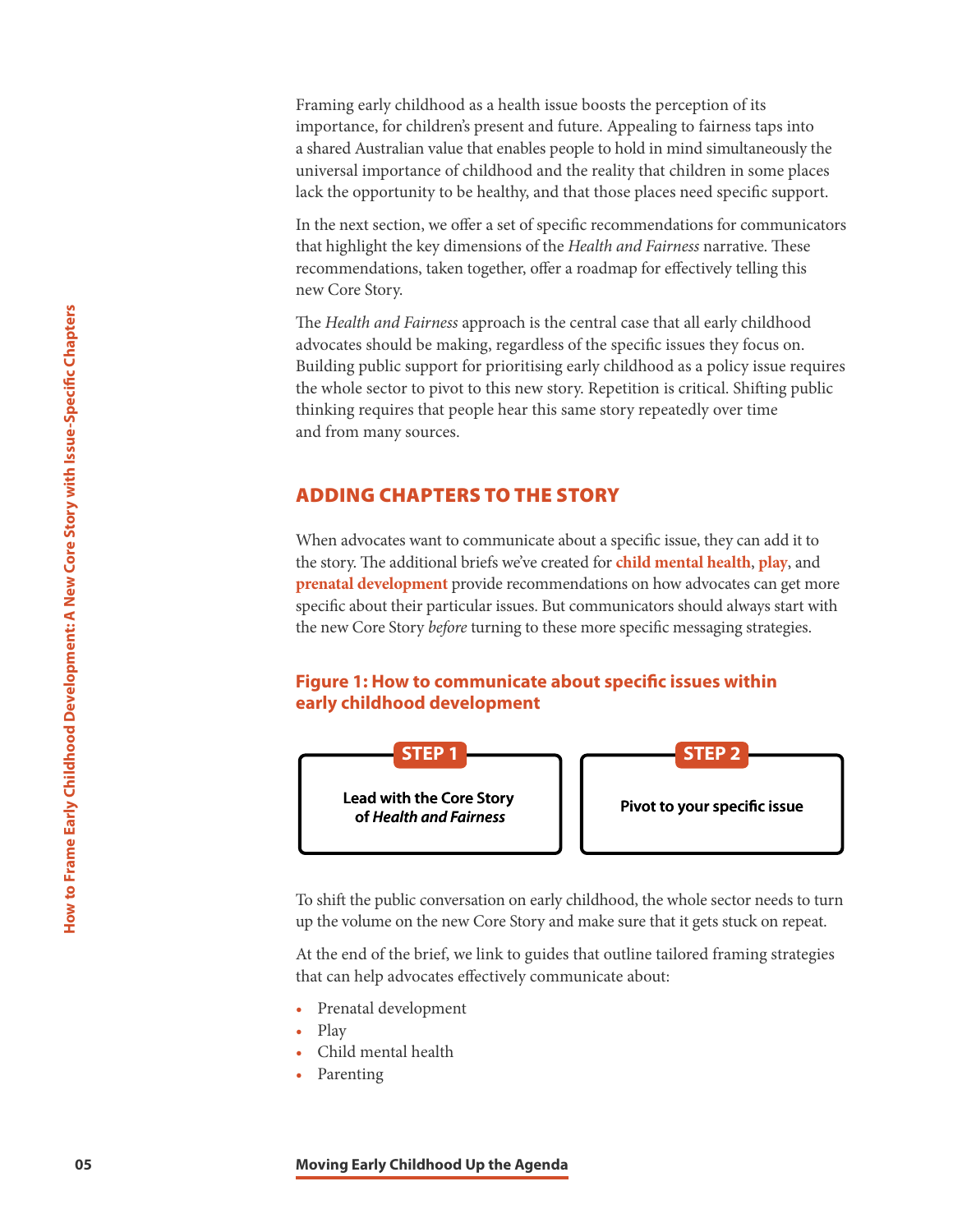Framing early childhood as a health issue boosts the perception of its importance, for children's present and future. Appealing to fairness taps into a shared Australian value that enables people to hold in mind simultaneously the universal importance of childhood and the reality that children in some places lack the opportunity to be healthy, and that those places need specific support.

In the next section, we offer a set of specific recommendations for communicators that highlight the key dimensions of the *Health and Fairness* narrative. These recommendations, taken together, offer a roadmap for effectively telling this new Core Story.

The *Health and Fairness* approach is the central case that all early childhood advocates should be making, regardless of the specific issues they focus on. Building public support for prioritising early childhood as a policy issue requires the whole sector to pivot to this new story. Repetition is critical. Shifting public thinking requires that people hear this same story repeatedly over time and from many sources.

## ADDING CHAPTERS TO THE STORY

When advocates want to communicate about a specific issue, they can add it to the story. The additional briefs we've created for **child mental health**, **play**, and **prenatal development** provide recommendations on how advocates can get more specific about their particular issues. But communicators should always start with the new Core Story *before* turning to these more specific messaging strategies.

**Figure 1: How to communicate about specific issues within early childhood development**

| STEP 1 | STEP 2 |
| --- | --- |
| Lead with the Core Story of *Health and Fairness* | Pivot to your specific issue |

To shift the public conversation on early childhood, the whole sector needs to turn up the volume on the new Core Story and make sure that it gets stuck on repeat.

At the end of the brief, we link to guides that outline tailored framing strategies that can help advocates effectively communicate about:

- Prenatal development
- Play
- Child mental health
- Parenting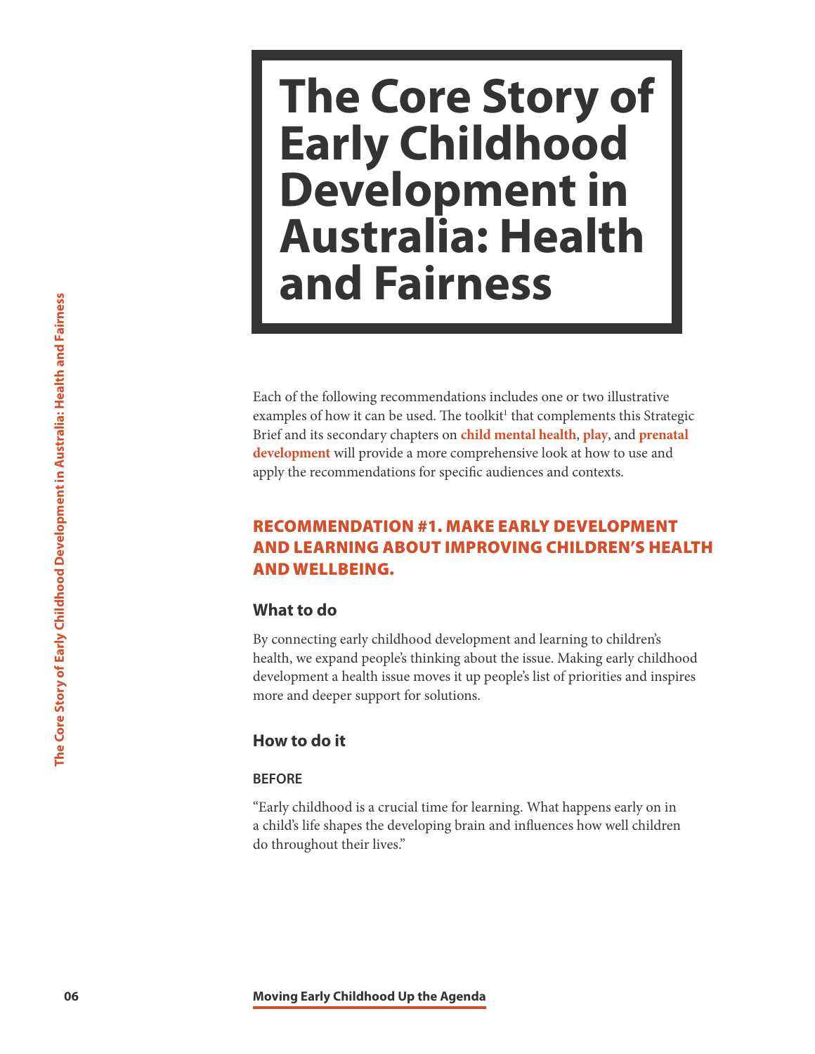# The Core Story of Early Childhood Development in Australia: Health and Fairness

Each of the following recommendations includes one or two illustrative examples of how it can be used. The toolkit[1] that complements this Strategic Brief and its secondary chapters on **child mental health**, **play**, and **prenatal development** will provide a more comprehensive look at how to use and apply the recommendations for specific audiences and contexts.

## RECOMMENDATION #1. MAKE EARLY DEVELOPMENT AND LEARNING ABOUT IMPROVING CHILDREN'S HEALTH AND WELLBEING.

### What to do

By connecting early childhood development and learning to children's health, we expand people's thinking about the issue. Making early childhood development a health issue moves it up people's list of priorities and inspires more and deeper support for solutions.

### How to do it

#### BEFORE

"Early childhood is a crucial time for learning. What happens early on in a child's life shapes the developing brain and influences how well children do throughout their lives."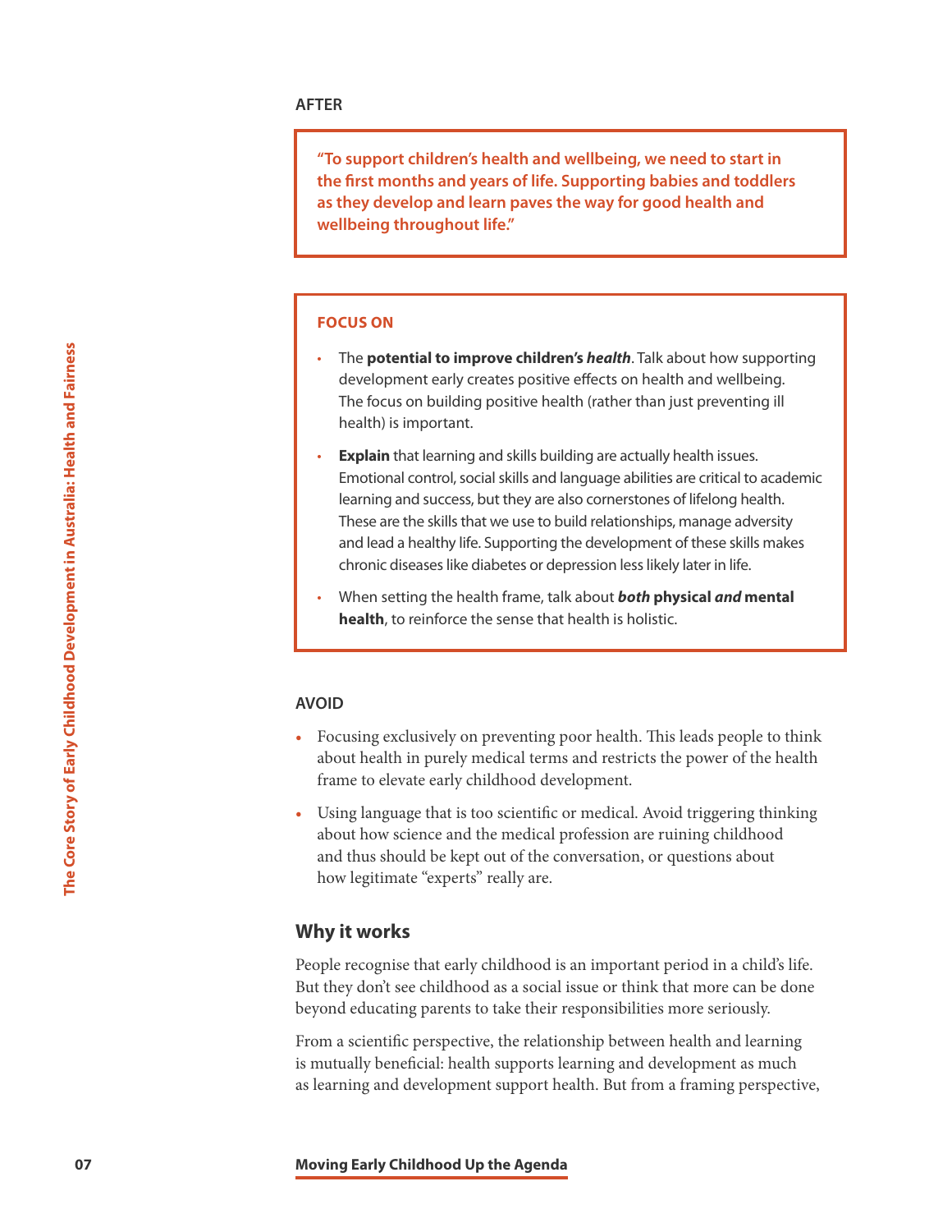**AFTER**

> **"To support children's health and wellbeing, we need to start in the first months and years of life. Supporting babies and toddlers as they develop and learn paves the way for good health and wellbeing throughout life."**

**FOCUS ON**

- The **potential to improve children's *health***. Talk about how supporting development early creates positive effects on health and wellbeing. The focus on building positive health (rather than just preventing ill health) is important.
- **Explain** that learning and skills building are actually health issues. Emotional control, social skills and language abilities are critical to academic learning and success, but they are also cornerstones of lifelong health. These are the skills that we use to build relationships, manage adversity and lead a healthy life. Supporting the development of these skills makes chronic diseases like diabetes or depression less likely later in life.
- When setting the health frame, talk about ***both* physical *and* mental health**, to reinforce the sense that health is holistic.

**AVOID**

- Focusing exclusively on preventing poor health. This leads people to think about health in purely medical terms and restricts the power of the health frame to elevate early childhood development.
- Using language that is too scientific or medical. Avoid triggering thinking about how science and the medical profession are ruining childhood and thus should be kept out of the conversation, or questions about how legitimate "experts" really are.

## Why it works

People recognise that early childhood is an important period in a child's life. But they don't see childhood as a social issue or think that more can be done beyond educating parents to take their responsibilities more seriously.

From a scientific perspective, the relationship between health and learning is mutually beneficial: health supports learning and development as much as learning and development support health. But from a framing perspective,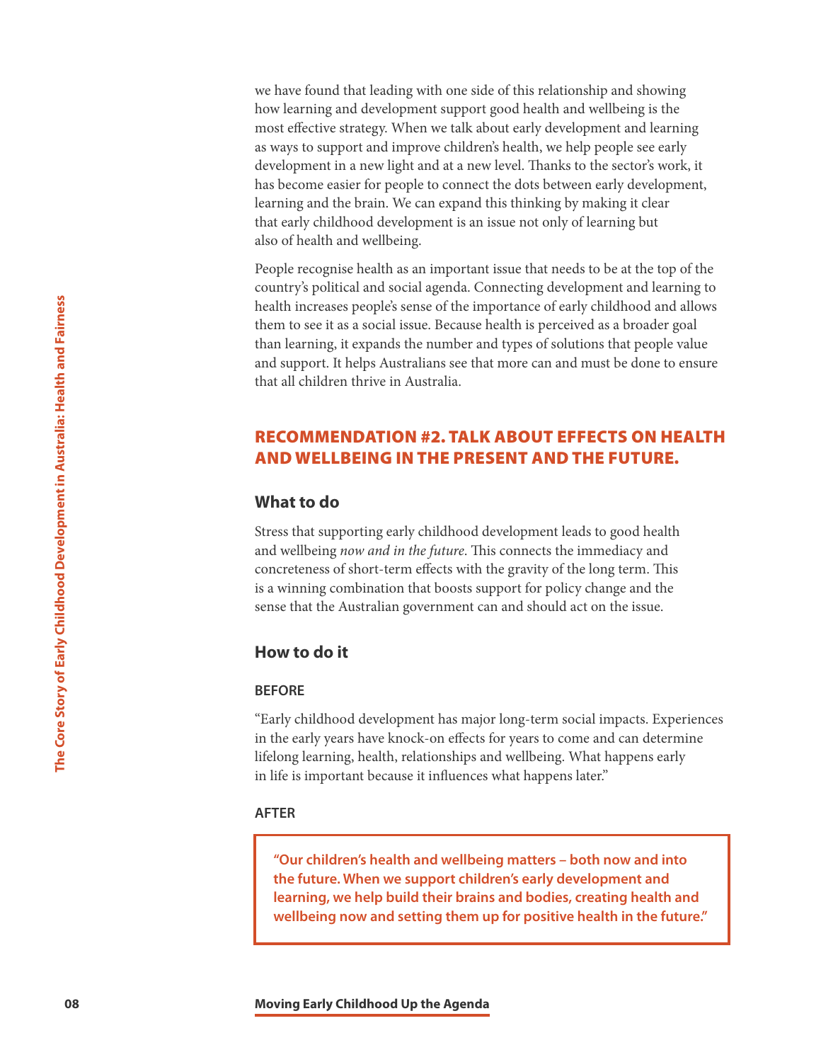we have found that leading with one side of this relationship and showing how learning and development support good health and wellbeing is the most effective strategy. When we talk about early development and learning as ways to support and improve children's health, we help people see early development in a new light and at a new level. Thanks to the sector's work, it has become easier for people to connect the dots between early development, learning and the brain. We can expand this thinking by making it clear that early childhood development is an issue not only of learning but also of health and wellbeing.

People recognise health as an important issue that needs to be at the top of the country's political and social agenda. Connecting development and learning to health increases people's sense of the importance of early childhood and allows them to see it as a social issue. Because health is perceived as a broader goal than learning, it expands the number and types of solutions that people value and support. It helps Australians see that more can and must be done to ensure that all children thrive in Australia.

## RECOMMENDATION #2. TALK ABOUT EFFECTS ON HEALTH AND WELLBEING IN THE PRESENT AND THE FUTURE.

### What to do

Stress that supporting early childhood development leads to good health and wellbeing *now and in the future*. This connects the immediacy and concreteness of short-term effects with the gravity of the long term. This is a winning combination that boosts support for policy change and the sense that the Australian government can and should act on the issue.

### How to do it

#### BEFORE

"Early childhood development has major long-term social impacts. Experiences in the early years have knock-on effects for years to come and can determine lifelong learning, health, relationships and wellbeing. What happens early in life is important because it influences what happens later."

#### AFTER

**"Our children's health and wellbeing matters – both now and into the future. When we support children's early development and learning, we help build their brains and bodies, creating health and wellbeing now and setting them up for positive health in the future."**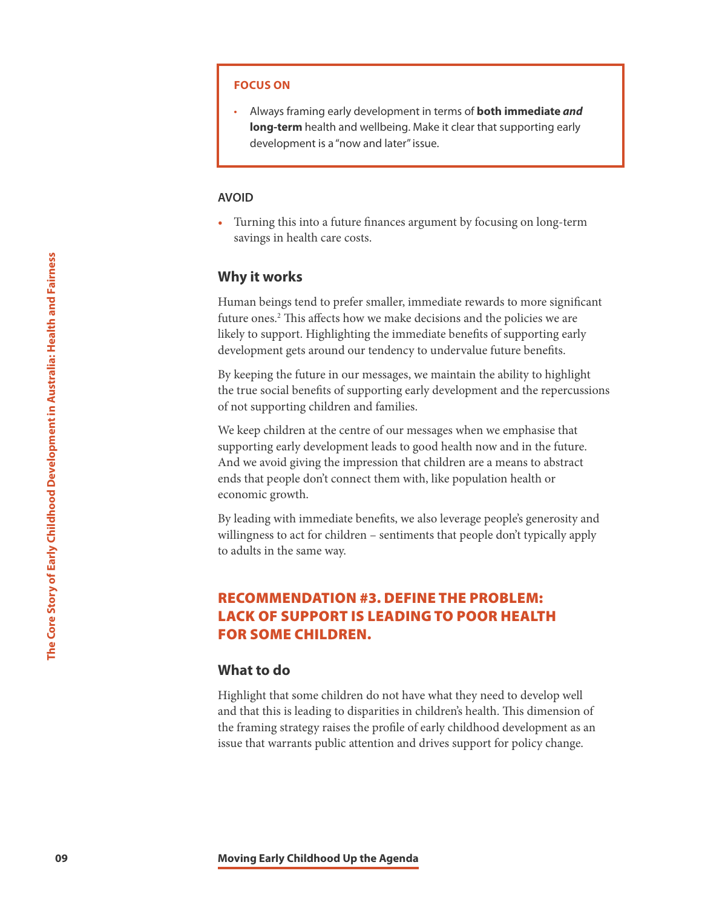**FOCUS ON**

- Always framing early development in terms of **both immediate *and* long-term** health and wellbeing. Make it clear that supporting early development is a "now and later" issue.

**AVOID**

- Turning this into a future finances argument by focusing on long-term savings in health care costs.

### Why it works

Human beings tend to prefer smaller, immediate rewards to more significant future ones.[2] This affects how we make decisions and the policies we are likely to support. Highlighting the immediate benefits of supporting early development gets around our tendency to undervalue future benefits.

By keeping the future in our messages, we maintain the ability to highlight the true social benefits of supporting early development and the repercussions of not supporting children and families.

We keep children at the centre of our messages when we emphasise that supporting early development leads to good health now and in the future. And we avoid giving the impression that children are a means to abstract ends that people don't connect them with, like population health or economic growth.

By leading with immediate benefits, we also leverage people's generosity and willingness to act for children – sentiments that people don't typically apply to adults in the same way.

## RECOMMENDATION #3. DEFINE THE PROBLEM: LACK OF SUPPORT IS LEADING TO POOR HEALTH FOR SOME CHILDREN.

### What to do

Highlight that some children do not have what they need to develop well and that this is leading to disparities in children's health. This dimension of the framing strategy raises the profile of early childhood development as an issue that warrants public attention and drives support for policy change.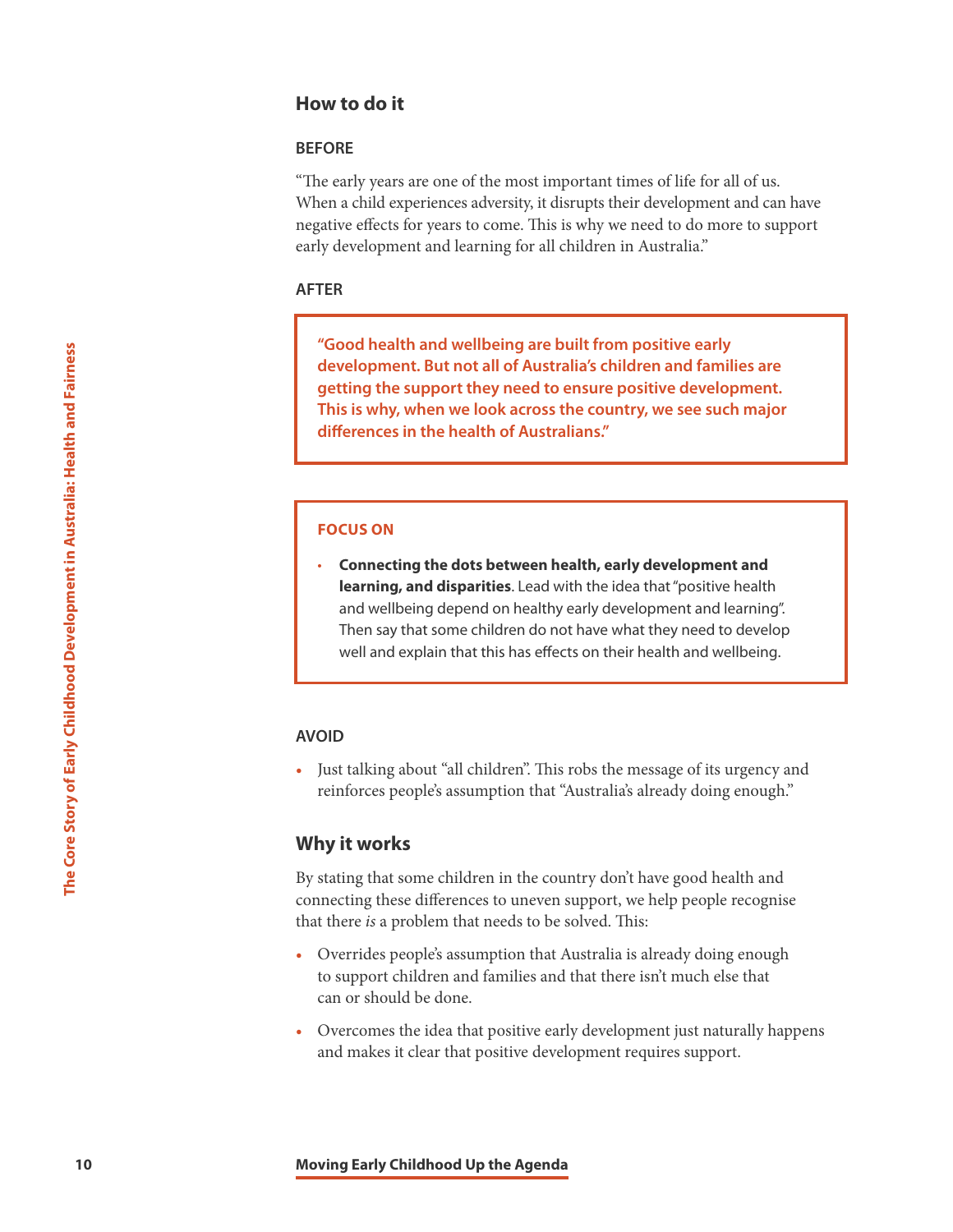## How to do it

### BEFORE

"The early years are one of the most important times of life for all of us. When a child experiences adversity, it disrupts their development and can have negative effects for years to come. This is why we need to do more to support early development and learning for all children in Australia."

### AFTER

**"Good health and wellbeing are built from positive early development. But not all of Australia's children and families are getting the support they need to ensure positive development. This is why, when we look across the country, we see such major differences in the health of Australians."**

### FOCUS ON

- **Connecting the dots between health, early development and learning, and disparities**. Lead with the idea that "positive health and wellbeing depend on healthy early development and learning". Then say that some children do not have what they need to develop well and explain that this has effects on their health and wellbeing.

### AVOID

- Just talking about "all children". This robs the message of its urgency and reinforces people's assumption that "Australia's already doing enough."

## Why it works

By stating that some children in the country don't have good health and connecting these differences to uneven support, we help people recognise that there *is* a problem that needs to be solved. This:

- Overrides people's assumption that Australia is already doing enough to support children and families and that there isn't much else that can or should be done.
- Overcomes the idea that positive early development just naturally happens and makes it clear that positive development requires support.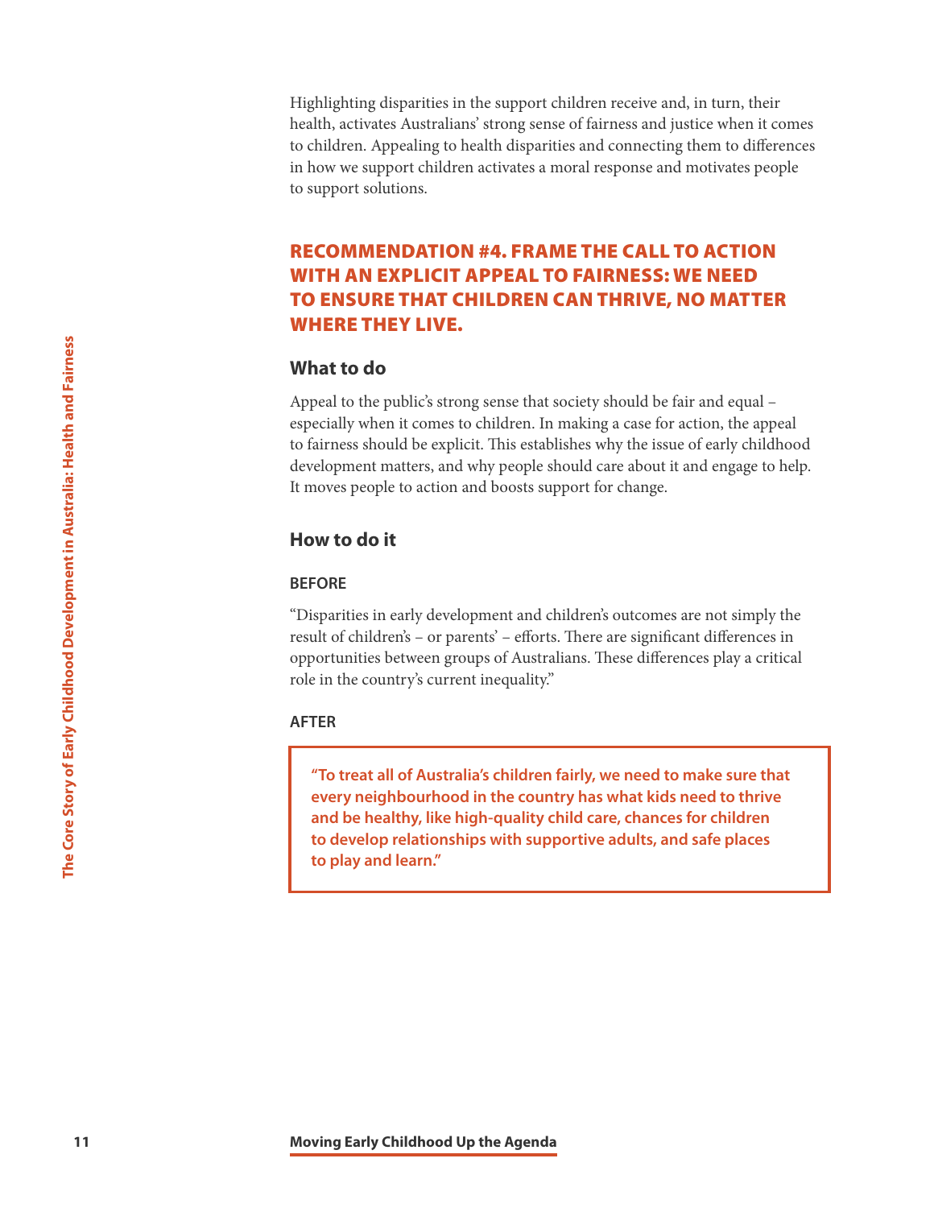Highlighting disparities in the support children receive and, in turn, their health, activates Australians' strong sense of fairness and justice when it comes to children. Appealing to health disparities and connecting them to differences in how we support children activates a moral response and motivates people to support solutions.

## RECOMMENDATION #4. FRAME THE CALL TO ACTION WITH AN EXPLICIT APPEAL TO FAIRNESS: WE NEED TO ENSURE THAT CHILDREN CAN THRIVE, NO MATTER WHERE THEY LIVE.

### What to do

Appeal to the public's strong sense that society should be fair and equal – especially when it comes to children. In making a case for action, the appeal to fairness should be explicit. This establishes why the issue of early childhood development matters, and why people should care about it and engage to help. It moves people to action and boosts support for change.

### How to do it

#### BEFORE

"Disparities in early development and children's outcomes are not simply the result of children's – or parents' – efforts. There are significant differences in opportunities between groups of Australians. These differences play a critical role in the country's current inequality."

#### AFTER

**"To treat all of Australia's children fairly, we need to make sure that every neighbourhood in the country has what kids need to thrive and be healthy, like high-quality child care, chances for children to develop relationships with supportive adults, and safe places to play and learn."**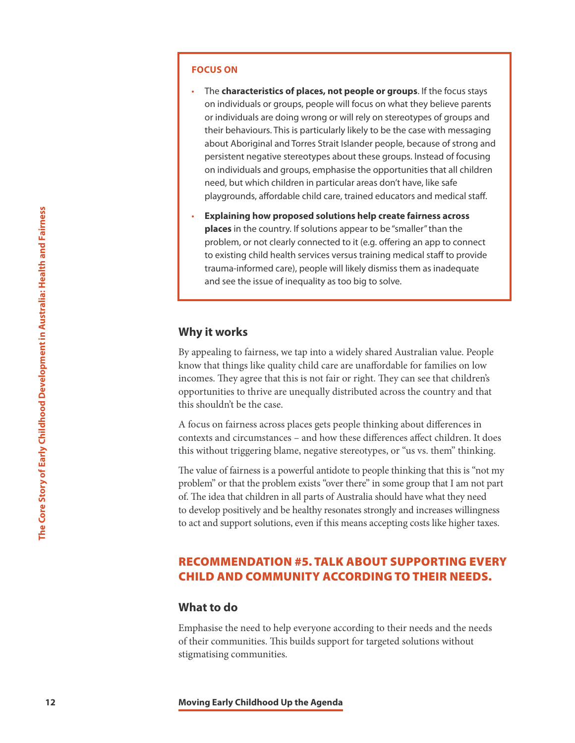**FOCUS ON**

- The **characteristics of places, not people or groups**. If the focus stays on individuals or groups, people will focus on what they believe parents or individuals are doing wrong or will rely on stereotypes of groups and their behaviours. This is particularly likely to be the case with messaging about Aboriginal and Torres Strait Islander people, because of strong and persistent negative stereotypes about these groups. Instead of focusing on individuals and groups, emphasise the opportunities that all children need, but which children in particular areas don't have, like safe playgrounds, affordable child care, trained educators and medical staff.
- **Explaining how proposed solutions help create fairness across places** in the country. If solutions appear to be "smaller" than the problem, or not clearly connected to it (e.g. offering an app to connect to existing child health services versus training medical staff to provide trauma-informed care), people will likely dismiss them as inadequate and see the issue of inequality as too big to solve.

### Why it works

By appealing to fairness, we tap into a widely shared Australian value. People know that things like quality child care are unaffordable for families on low incomes. They agree that this is not fair or right. They can see that children's opportunities to thrive are unequally distributed across the country and that this shouldn't be the case.

A focus on fairness across places gets people thinking about differences in contexts and circumstances – and how these differences affect children. It does this without triggering blame, negative stereotypes, or "us vs. them" thinking.

The value of fairness is a powerful antidote to people thinking that this is "not my problem" or that the problem exists "over there" in some group that I am not part of. The idea that children in all parts of Australia should have what they need to develop positively and be healthy resonates strongly and increases willingness to act and support solutions, even if this means accepting costs like higher taxes.

## RECOMMENDATION #5. TALK ABOUT SUPPORTING EVERY CHILD AND COMMUNITY ACCORDING TO THEIR NEEDS.

### What to do

Emphasise the need to help everyone according to their needs and the needs of their communities. This builds support for targeted solutions without stigmatising communities.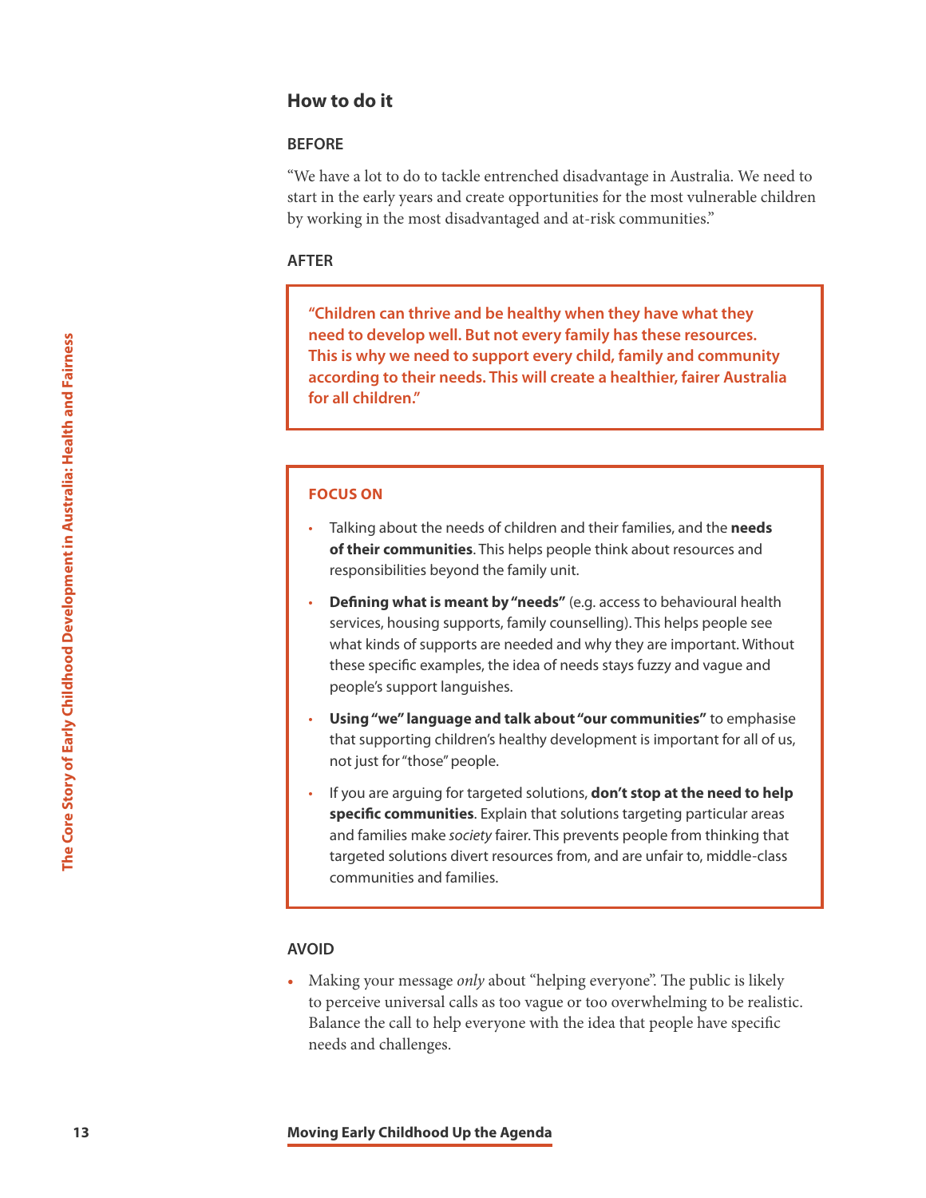## How to do it

### BEFORE

"We have a lot to do to tackle entrenched disadvantage in Australia. We need to start in the early years and create opportunities for the most vulnerable children by working in the most disadvantaged and at-risk communities."

### AFTER

**"Children can thrive and be healthy when they have what they need to develop well. But not every family has these resources. This is why we need to support every child, family and community according to their needs. This will create a healthier, fairer Australia for all children."**

### FOCUS ON

- Talking about the needs of children and their families, and the **needs of their communities**. This helps people think about resources and responsibilities beyond the family unit.
- **Defining what is meant by "needs"** (e.g. access to behavioural health services, housing supports, family counselling). This helps people see what kinds of supports are needed and why they are important. Without these specific examples, the idea of needs stays fuzzy and vague and people's support languishes.
- **Using "we" language and talk about "our communities"** to emphasise that supporting children's healthy development is important for all of us, not just for "those" people.
- If you are arguing for targeted solutions, **don't stop at the need to help specific communities**. Explain that solutions targeting particular areas and families make *society* fairer. This prevents people from thinking that targeted solutions divert resources from, and are unfair to, middle-class communities and families.

### AVOID

- Making your message *only* about "helping everyone". The public is likely to perceive universal calls as too vague or too overwhelming to be realistic. Balance the call to help everyone with the idea that people have specific needs and challenges.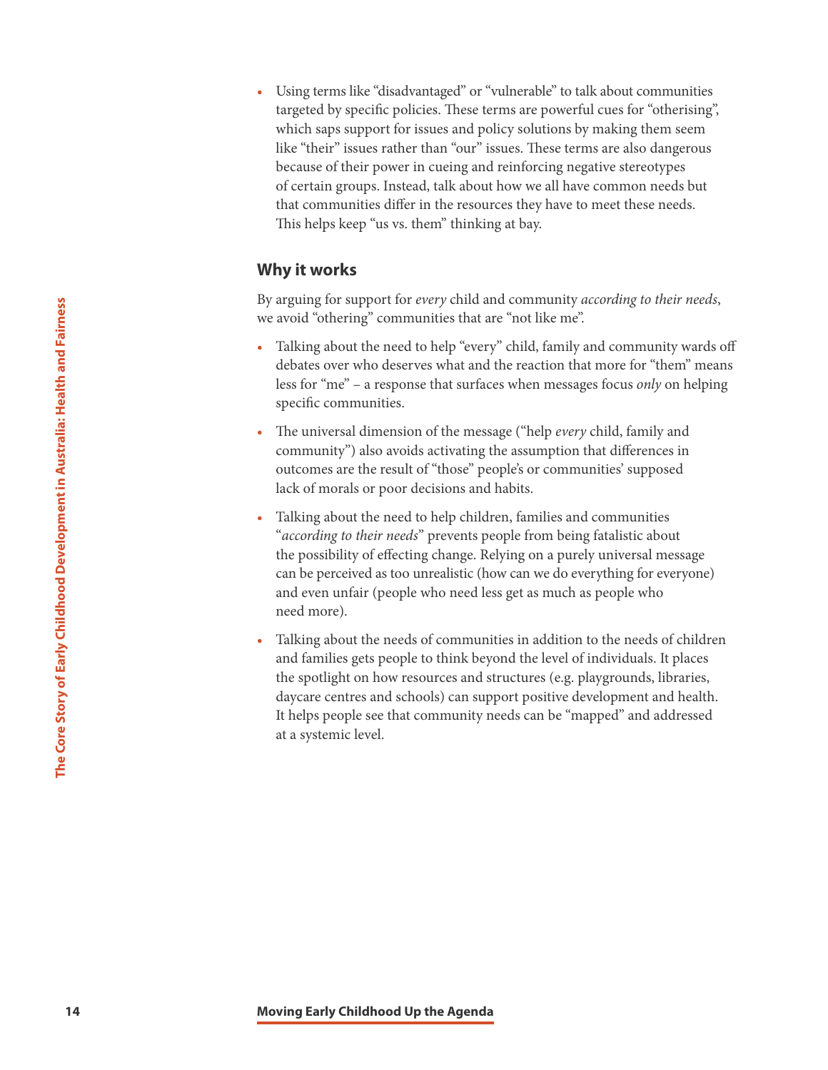- Using terms like "disadvantaged" or "vulnerable" to talk about communities targeted by specific policies. These terms are powerful cues for "otherising", which saps support for issues and policy solutions by making them seem like "their" issues rather than "our" issues. These terms are also dangerous because of their power in cueing and reinforcing negative stereotypes of certain groups. Instead, talk about how we all have common needs but that communities differ in the resources they have to meet these needs. This helps keep "us vs. them" thinking at bay.

## Why it works

By arguing for support for *every* child and community *according to their needs*, we avoid "othering" communities that are "not like me".

- Talking about the need to help "every" child, family and community wards off debates over who deserves what and the reaction that more for "them" means less for "me" – a response that surfaces when messages focus *only* on helping specific communities.
- The universal dimension of the message ("help *every* child, family and community") also avoids activating the assumption that differences in outcomes are the result of "those" people's or communities' supposed lack of morals or poor decisions and habits.
- Talking about the need to help children, families and communities "*according to their needs*" prevents people from being fatalistic about the possibility of effecting change. Relying on a purely universal message can be perceived as too unrealistic (how can we do everything for everyone) and even unfair (people who need less get as much as people who need more).
- Talking about the needs of communities in addition to the needs of children and families gets people to think beyond the level of individuals. It places the spotlight on how resources and structures (e.g. playgrounds, libraries, daycare centres and schools) can support positive development and health. It helps people see that community needs can be "mapped" and addressed at a systemic level.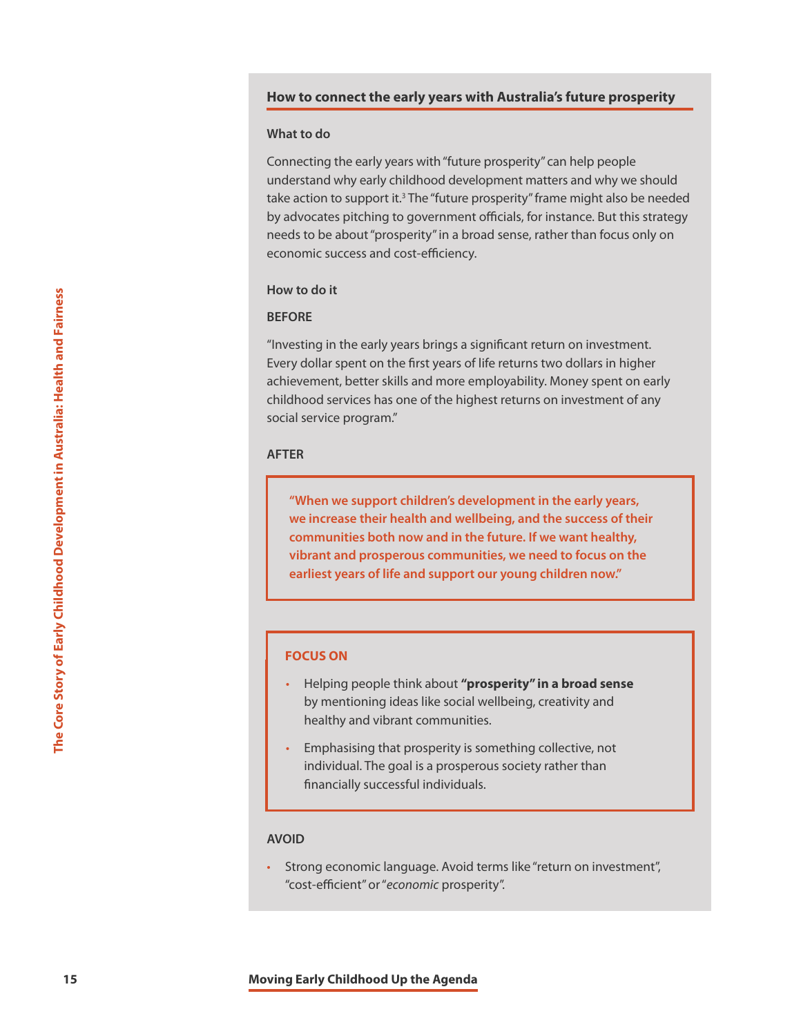## How to connect the early years with Australia's future prosperity

### What to do

Connecting the early years with "future prosperity" can help people understand why early childhood development matters and why we should take action to support it.[3] The "future prosperity" frame might also be needed by advocates pitching to government officials, for instance. But this strategy needs to be about "prosperity" in a broad sense, rather than focus only on economic success and cost-efficiency.

### How to do it

**BEFORE**

"Investing in the early years brings a significant return on investment. Every dollar spent on the first years of life returns two dollars in higher achievement, better skills and more employability. Money spent on early childhood services has one of the highest returns on investment of any social service program."

**AFTER**

**"When we support children's development in the early years, we increase their health and wellbeing, and the success of their communities both now and in the future. If we want healthy, vibrant and prosperous communities, we need to focus on the earliest years of life and support our young children now."**

**FOCUS ON**

- Helping people think about **"prosperity" in a broad sense** by mentioning ideas like social wellbeing, creativity and healthy and vibrant communities.
- Emphasising that prosperity is something collective, not individual. The goal is a prosperous society rather than financially successful individuals.

**AVOID**

- Strong economic language. Avoid terms like "return on investment", "cost-efficient" or "*economic* prosperity".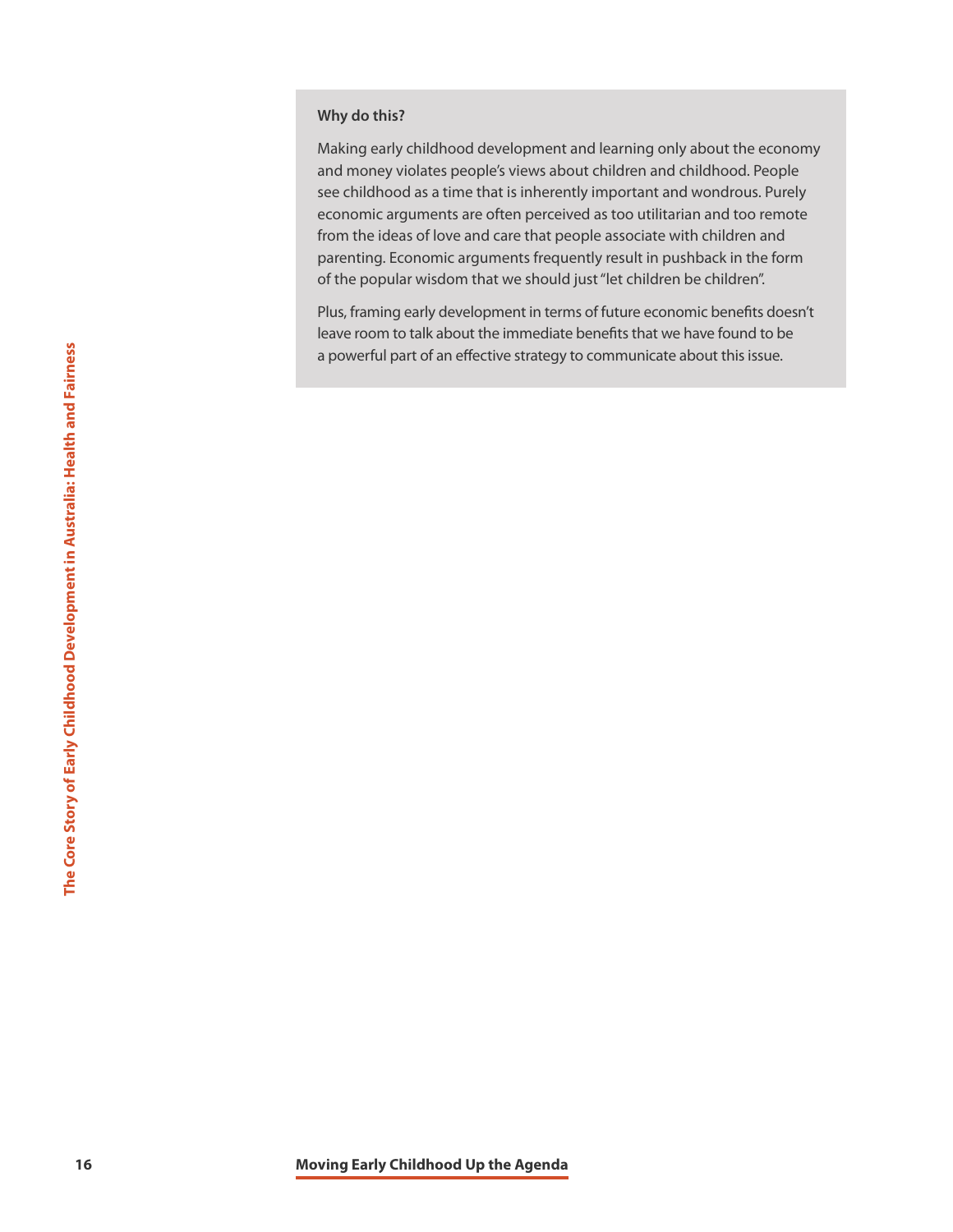**Why do this?**

Making early childhood development and learning only about the economy and money violates people's views about children and childhood. People see childhood as a time that is inherently important and wondrous. Purely economic arguments are often perceived as too utilitarian and too remote from the ideas of love and care that people associate with children and parenting. Economic arguments frequently result in pushback in the form of the popular wisdom that we should just "let children be children".

Plus, framing early development in terms of future economic benefits doesn't leave room to talk about the immediate benefits that we have found to be a powerful part of an effective strategy to communicate about this issue.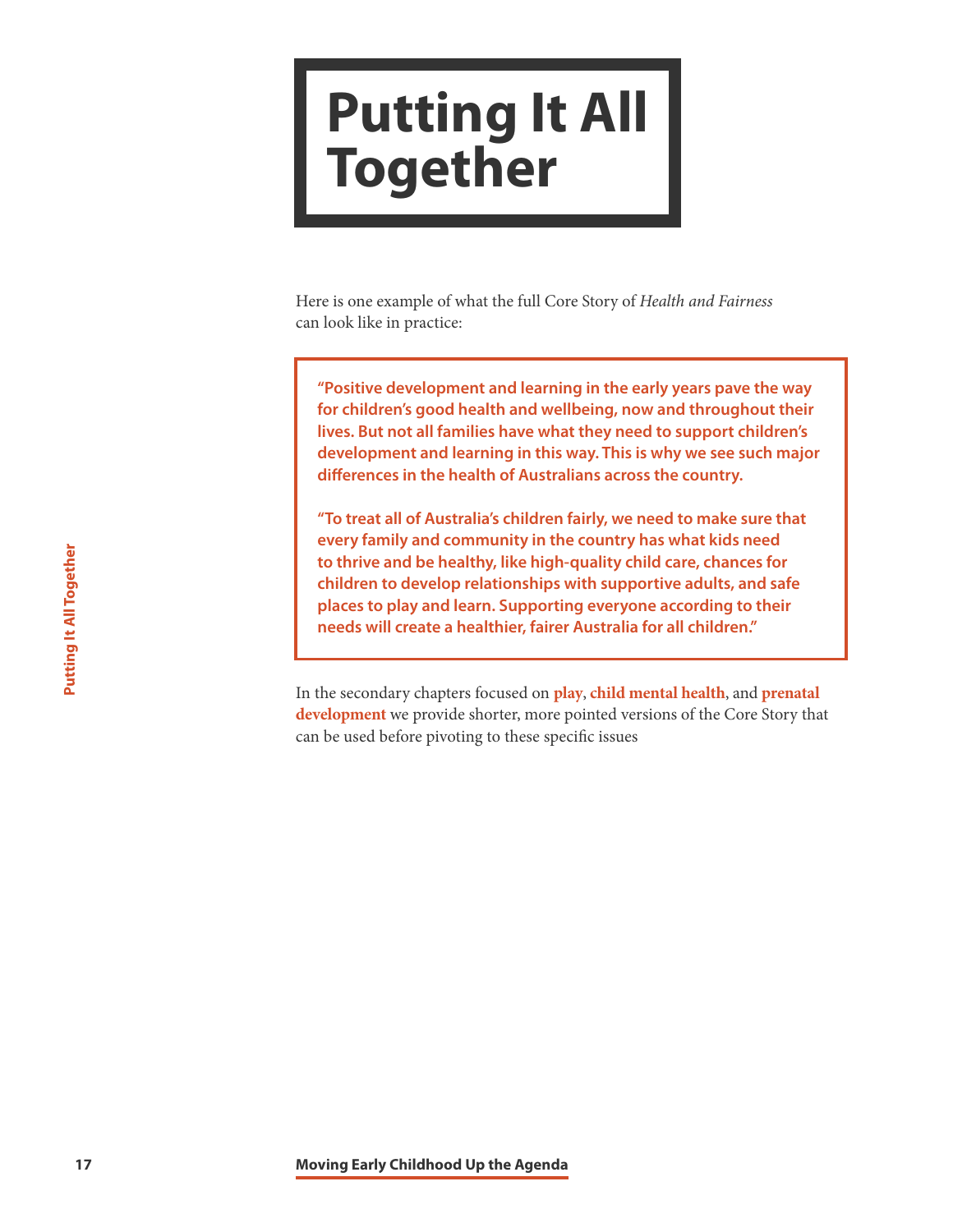# Putting It All Together

Here is one example of what the full Core Story of *Health and Fairness* can look like in practice:

> **"Positive development and learning in the early years pave the way for children's good health and wellbeing, now and throughout their lives. But not all families have what they need to support children's development and learning in this way. This is why we see such major differences in the health of Australians across the country.**
>
> **"To treat all of Australia's children fairly, we need to make sure that every family and community in the country has what kids need to thrive and be healthy, like high-quality child care, chances for children to develop relationships with supportive adults, and safe places to play and learn. Supporting everyone according to their needs will create a healthier, fairer Australia for all children."**

In the secondary chapters focused on **play**, **child mental health**, and **prenatal development** we provide shorter, more pointed versions of the Core Story that can be used before pivoting to these specific issues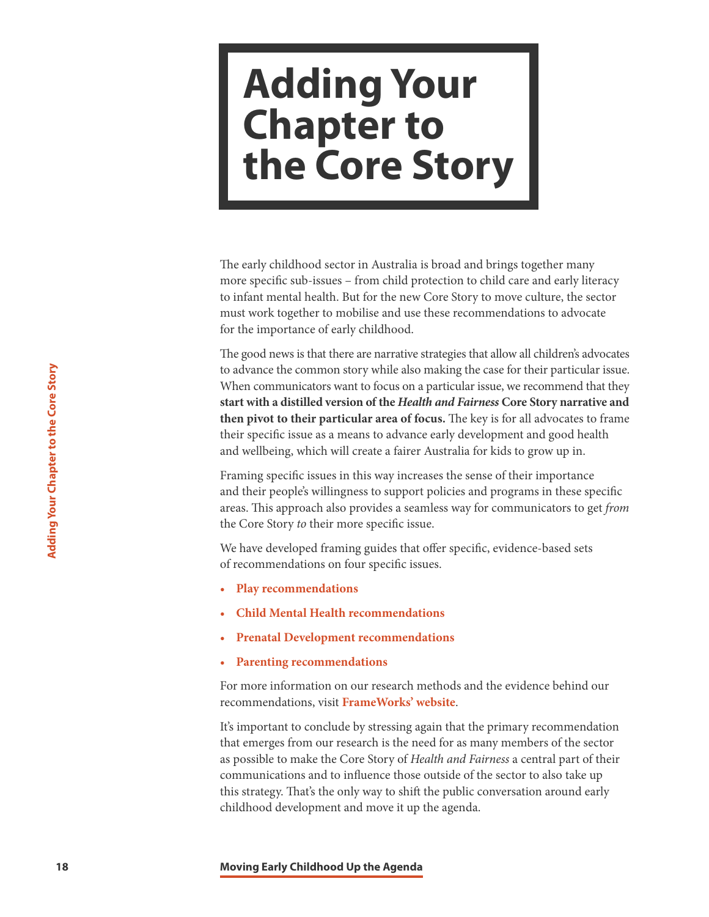# Adding Your Chapter to the Core Story

The early childhood sector in Australia is broad and brings together many more specific sub-issues – from child protection to child care and early literacy to infant mental health. But for the new Core Story to move culture, the sector must work together to mobilise and use these recommendations to advocate for the importance of early childhood.

The good news is that there are narrative strategies that allow all children's advocates to advance the common story while also making the case for their particular issue. When communicators want to focus on a particular issue, we recommend that they **start with a distilled version of the *Health and Fairness* Core Story narrative and then pivot to their particular area of focus.** The key is for all advocates to frame their specific issue as a means to advance early development and good health and wellbeing, which will create a fairer Australia for kids to grow up in.

Framing specific issues in this way increases the sense of their importance and their people's willingness to support policies and programs in these specific areas. This approach also provides a seamless way for communicators to get *from* the Core Story *to* their more specific issue.

We have developed framing guides that offer specific, evidence-based sets of recommendations on four specific issues.

- **Play recommendations**
- **Child Mental Health recommendations**
- **Prenatal Development recommendations**
- **Parenting recommendations**

For more information on our research methods and the evidence behind our recommendations, visit **FrameWorks' website**.

It's important to conclude by stressing again that the primary recommendation that emerges from our research is the need for as many members of the sector as possible to make the Core Story of *Health and Fairness* a central part of their communications and to influence those outside of the sector to also take up this strategy. That's the only way to shift the public conversation around early childhood development and move it up the agenda.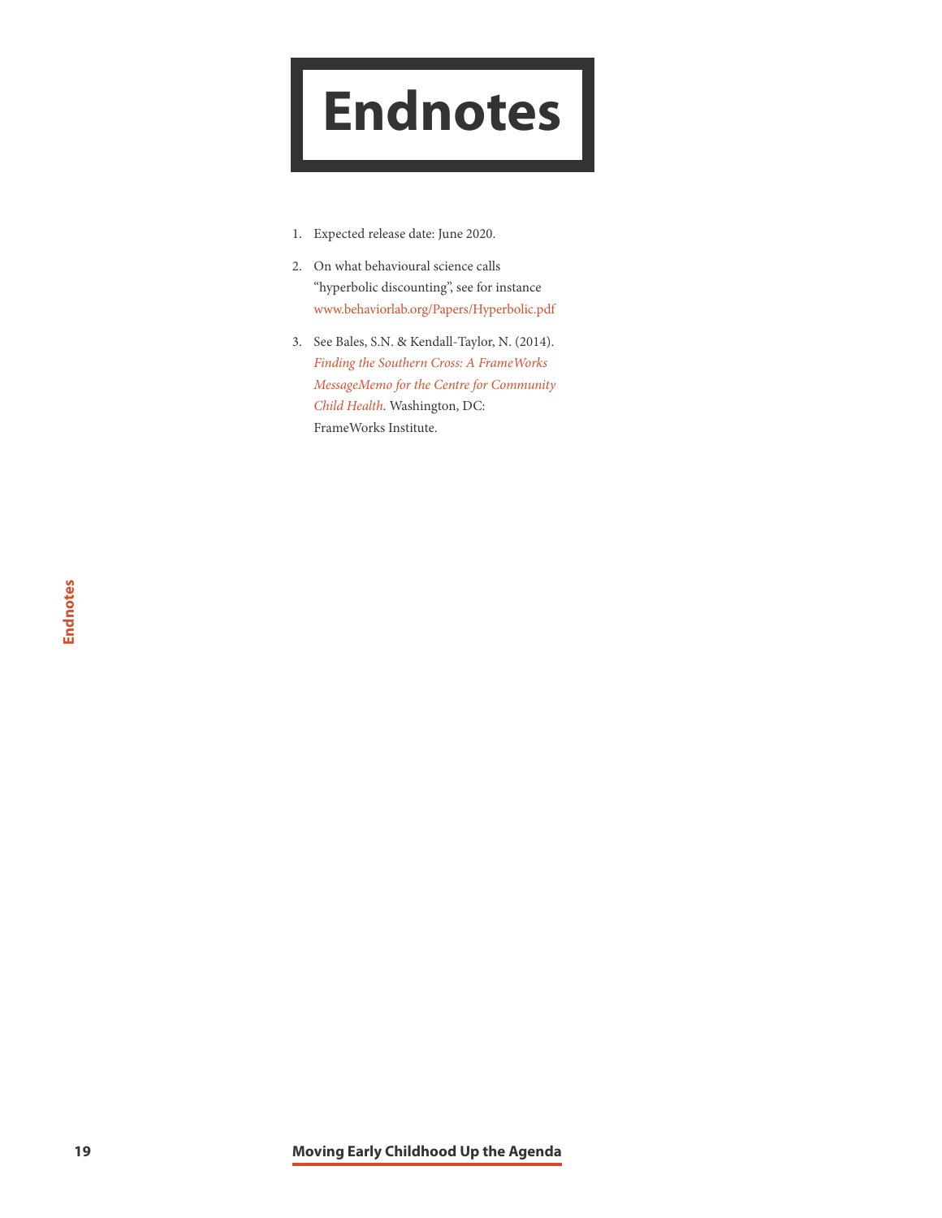# Endnotes

1. Expected release date: June 2020.

2. On what behavioural science calls "hyperbolic discounting", see for instance www.behaviorlab.org/Papers/Hyperbolic.pdf

3. See Bales, S.N. & Kendall-Taylor, N. (2014). *Finding the Southern Cross: A FrameWorks MessageMemo for the Centre for Community Child Health*. Washington, DC: FrameWorks Institute.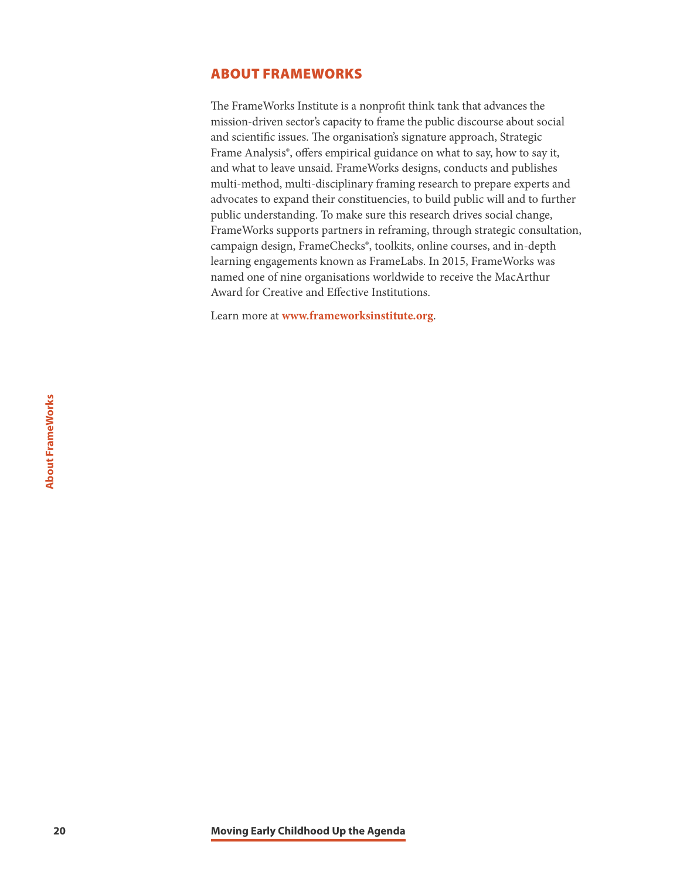## ABOUT FRAMEWORKS

The FrameWorks Institute is a nonprofit think tank that advances the mission-driven sector's capacity to frame the public discourse about social and scientific issues. The organisation's signature approach, Strategic Frame Analysis®, offers empirical guidance on what to say, how to say it, and what to leave unsaid. FrameWorks designs, conducts and publishes multi-method, multi-disciplinary framing research to prepare experts and advocates to expand their constituencies, to build public will and to further public understanding. To make sure this research drives social change, FrameWorks supports partners in reframing, through strategic consultation, campaign design, FrameChecks®, toolkits, online courses, and in-depth learning engagements known as FrameLabs. In 2015, FrameWorks was named one of nine organisations worldwide to receive the MacArthur Award for Creative and Effective Institutions.

Learn more at **www.frameworksinstitute.org**.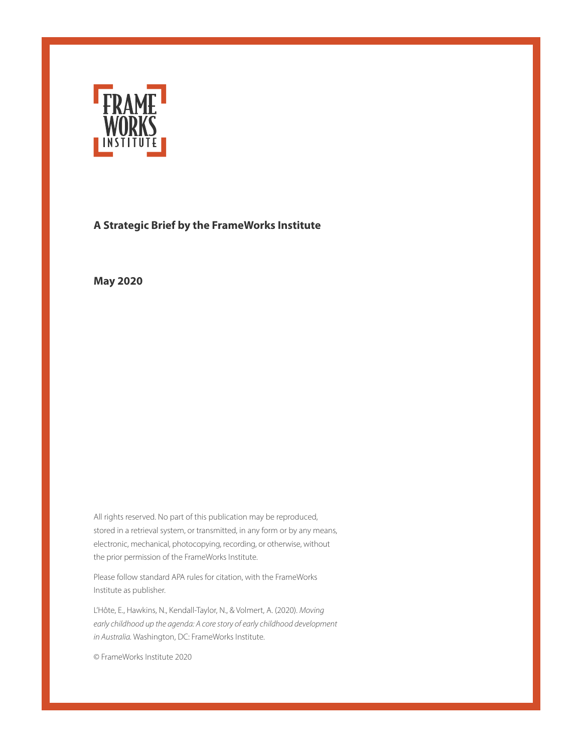FRAME WORKS INSTITUTE

**A Strategic Brief by the FrameWorks Institute**

**May 2020**

All rights reserved. No part of this publication may be reproduced, stored in a retrieval system, or transmitted, in any form or by any means, electronic, mechanical, photocopying, recording, or otherwise, without the prior permission of the FrameWorks Institute.

Please follow standard APA rules for citation, with the FrameWorks Institute as publisher.

L'Hôte, E., Hawkins, N., Kendall-Taylor, N., & Volmert, A. (2020). *Moving early childhood up the agenda: A core story of early childhood development in Australia.* Washington, DC: FrameWorks Institute.

© FrameWorks Institute 2020